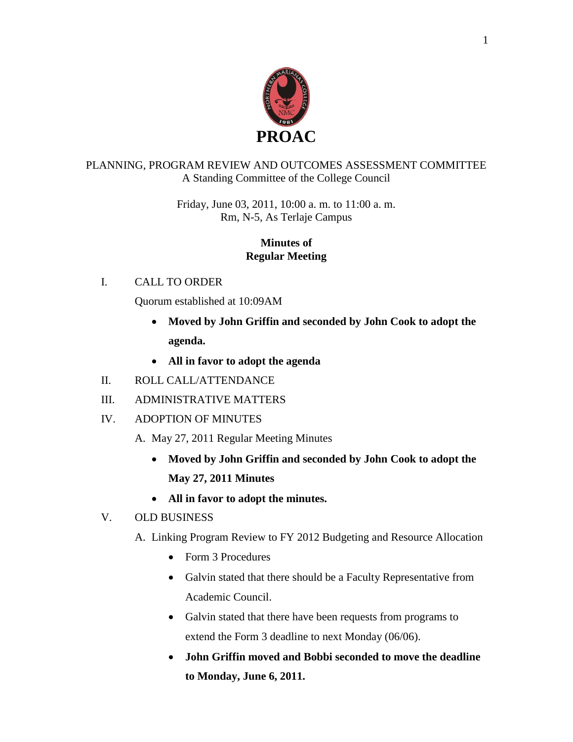# PROAC

PLANNING, PROGRAM REVIEW AND OUTCOMES ASSESSMENT COMMITTEE
A Standing Committee of the College Council

Friday, June 03, 2011, 10:00 a. m. to 11:00 a. m.
Rm, N-5, As Terlaje Campus

**Minutes of**
**Regular Meeting**

I. CALL TO ORDER

Quorum established at 10:09AM

- **Moved by John Griffin and seconded by John Cook to adopt the agenda.**
- **All in favor to adopt the agenda**

II. ROLL CALL/ATTENDANCE

III. ADMINISTRATIVE MATTERS

IV. ADOPTION OF MINUTES

A. May 27, 2011 Regular Meeting Minutes

- **Moved by John Griffin and seconded by John Cook to adopt the May 27, 2011 Minutes**
- **All in favor to adopt the minutes.**

V. OLD BUSINESS

A. Linking Program Review to FY 2012 Budgeting and Resource Allocation

- Form 3 Procedures
- Galvin stated that there should be a Faculty Representative from Academic Council.
- Galvin stated that there have been requests from programs to extend the Form 3 deadline to next Monday (06/06).
- **John Griffin moved and Bobbi seconded to move the deadline to Monday, June 6, 2011.**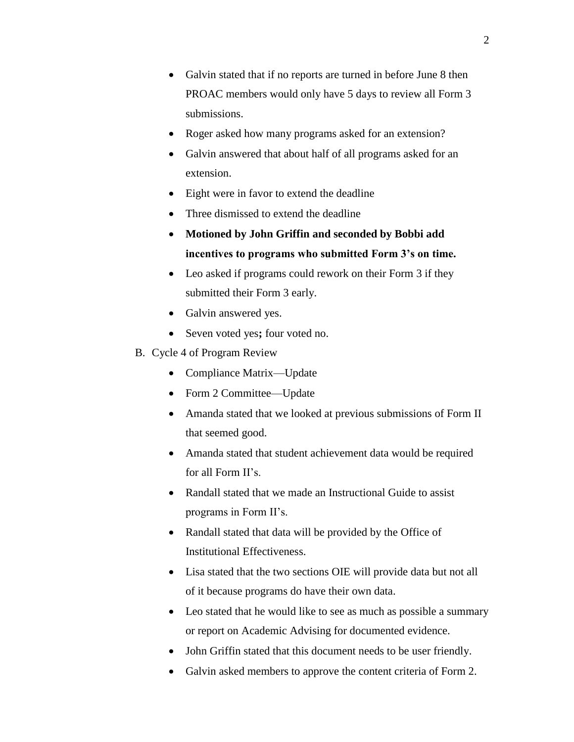- Galvin stated that if no reports are turned in before June 8 then PROAC members would only have 5 days to review all Form 3 submissions.
- Roger asked how many programs asked for an extension?
- Galvin answered that about half of all programs asked for an extension.
- Eight were in favor to extend the deadline
- Three dismissed to extend the deadline
- **Motioned by John Griffin and seconded by Bobbi add incentives to programs who submitted Form 3's on time.**
- Leo asked if programs could rework on their Form 3 if they submitted their Form 3 early.
- Galvin answered yes.
- Seven voted yes**;** four voted no.

B. Cycle 4 of Program Review

- Compliance Matrix—Update
- Form 2 Committee—Update
- Amanda stated that we looked at previous submissions of Form II that seemed good.
- Amanda stated that student achievement data would be required for all Form II's.
- Randall stated that we made an Instructional Guide to assist programs in Form II's.
- Randall stated that data will be provided by the Office of Institutional Effectiveness.
- Lisa stated that the two sections OIE will provide data but not all of it because programs do have their own data.
- Leo stated that he would like to see as much as possible a summary or report on Academic Advising for documented evidence.
- John Griffin stated that this document needs to be user friendly.
- Galvin asked members to approve the content criteria of Form 2.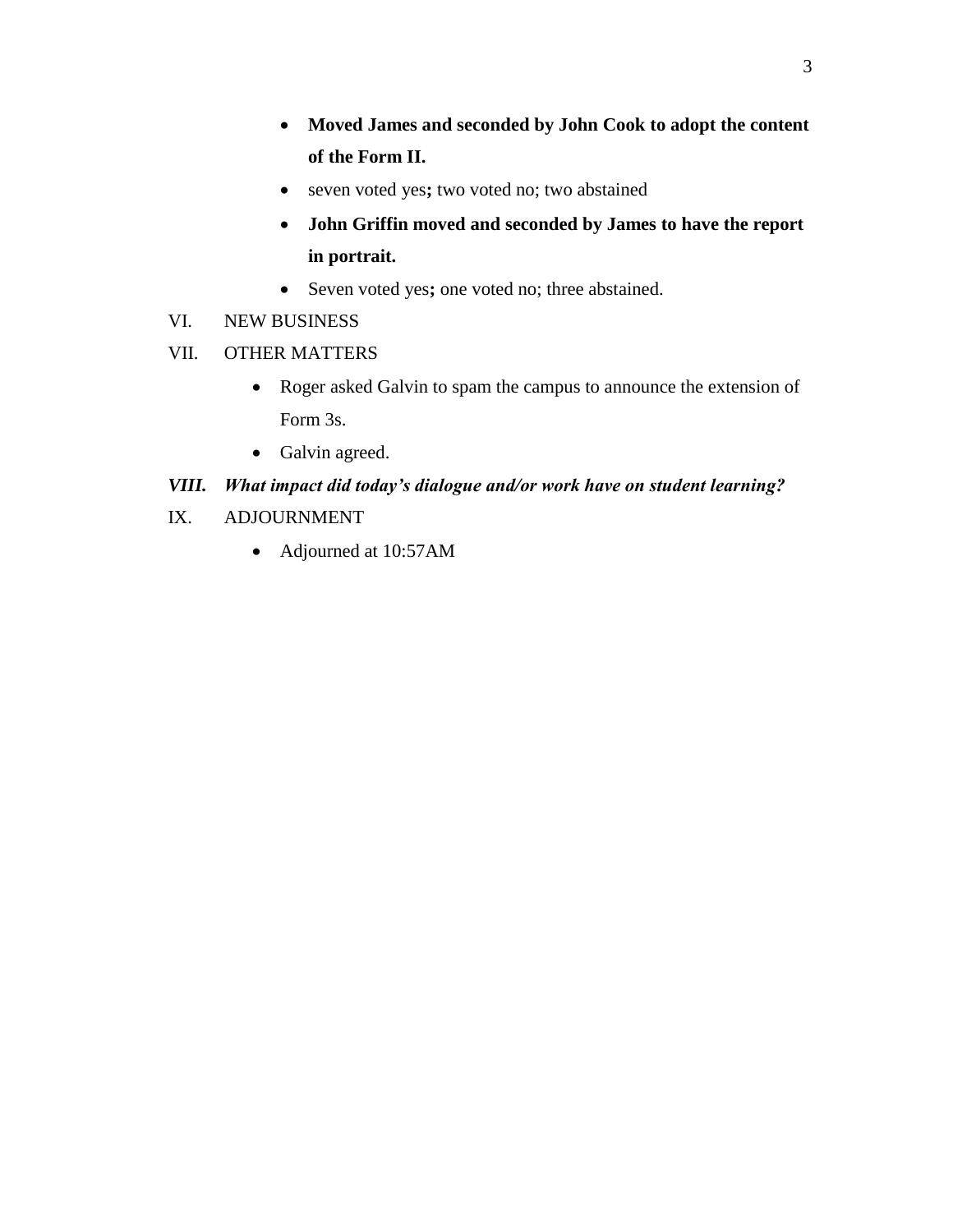- **Moved James and seconded by John Cook to adopt the content of the Form II.**
- seven voted yes**;** two voted no; two abstained
- **John Griffin moved and seconded by James to have the report in portrait.**
- Seven voted yes**;** one voted no; three abstained.

VI. NEW BUSINESS

VII. OTHER MATTERS

- Roger asked Galvin to spam the campus to announce the extension of Form 3s.
- Galvin agreed.

***VIII. What impact did today's dialogue and/or work have on student learning?***

IX. ADJOURNMENT

- Adjourned at 10:57AM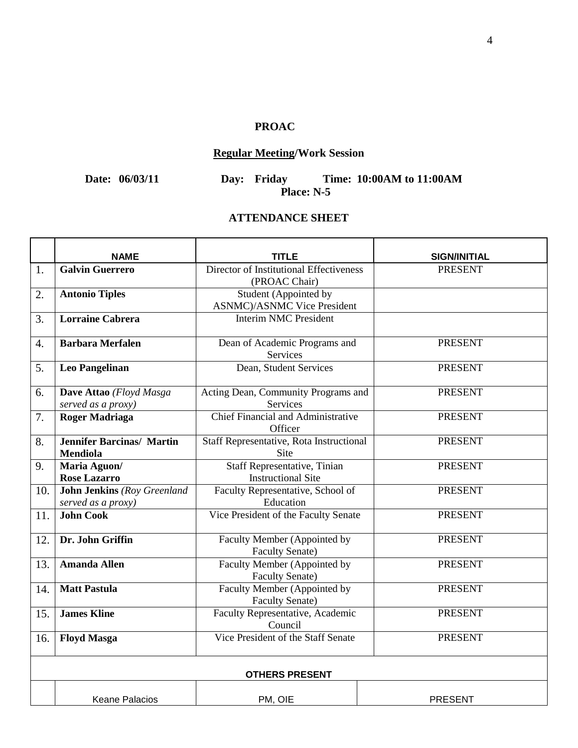**PROAC**

**Regular Meeting/Work Session**

**Date: 06/03/11 Day: Friday Time: 10:00AM to 11:00AM**
**Place: N-5**

**ATTENDANCE SHEET**

| | NAME | TITLE | SIGN/INITIAL |
|---|---|---|---|
| 1. | **Galvin Guerrero** | Director of Institutional Effectiveness (PROAC Chair) | PRESENT |
| 2. | **Antonio Tiples** | Student (Appointed by ASNMC)/ASNMC Vice President | |
| 3. | **Lorraine Cabrera** | Interim NMC President | |
| 4. | **Barbara Merfalen** | Dean of Academic Programs and Services | PRESENT |
| 5. | **Leo Pangelinan** | Dean, Student Services | PRESENT |
| 6. | **Dave Attao** *(Floyd Masga served as a proxy)* | Acting Dean, Community Programs and Services | PRESENT |
| 7. | **Roger Madriaga** | Chief Financial and Administrative Officer | PRESENT |
| 8. | **Jennifer Barcinas/ Martin Mendiola** | Staff Representative, Rota Instructional Site | PRESENT |
| 9. | **Maria Aguon/ Rose Lazarro** | Staff Representative, Tinian Instructional Site | PRESENT |
| 10. | **John Jenkins** *(Roy Greenland served as a proxy)* | Faculty Representative, School of Education | PRESENT |
| 11. | **John Cook** | Vice President of the Faculty Senate | PRESENT |
| 12. | **Dr. John Griffin** | Faculty Member (Appointed by Faculty Senate) | PRESENT |
| 13. | **Amanda Allen** | Faculty Member (Appointed by Faculty Senate) | PRESENT |
| 14. | **Matt Pastula** | Faculty Member (Appointed by Faculty Senate) | PRESENT |
| 15. | **James Kline** | Faculty Representative, Academic Council | PRESENT |
| 16. | **Floyd Masga** | Vice President of the Staff Senate | PRESENT |
| | **OTHERS PRESENT** | | |
| | Keane Palacios | PM, OIE | PRESENT |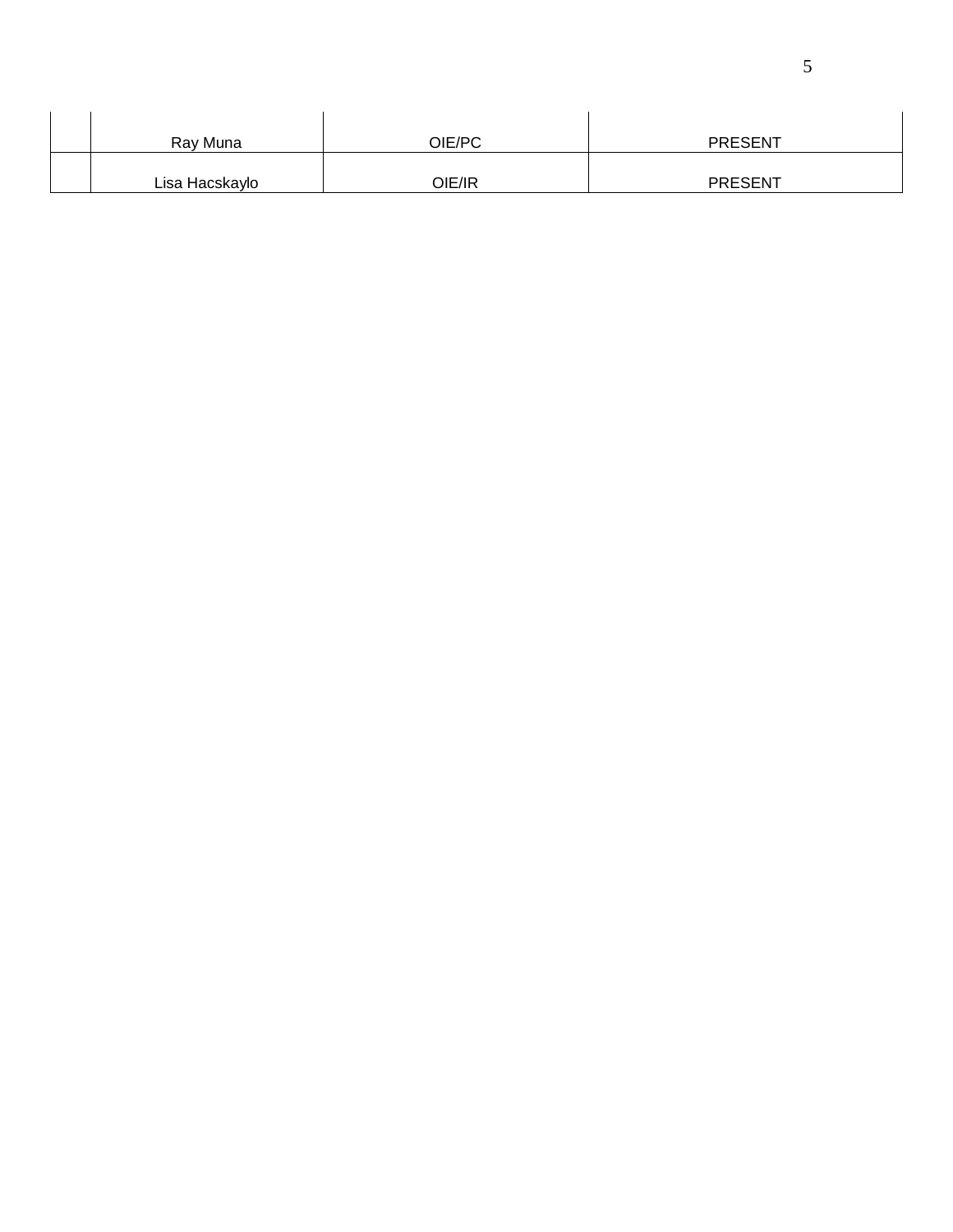| | | | |
|---|---|---|---|
| | Ray Muna | OIE/PC | PRESENT |
| | Lisa Hacskaylo | OIE/IR | PRESENT |